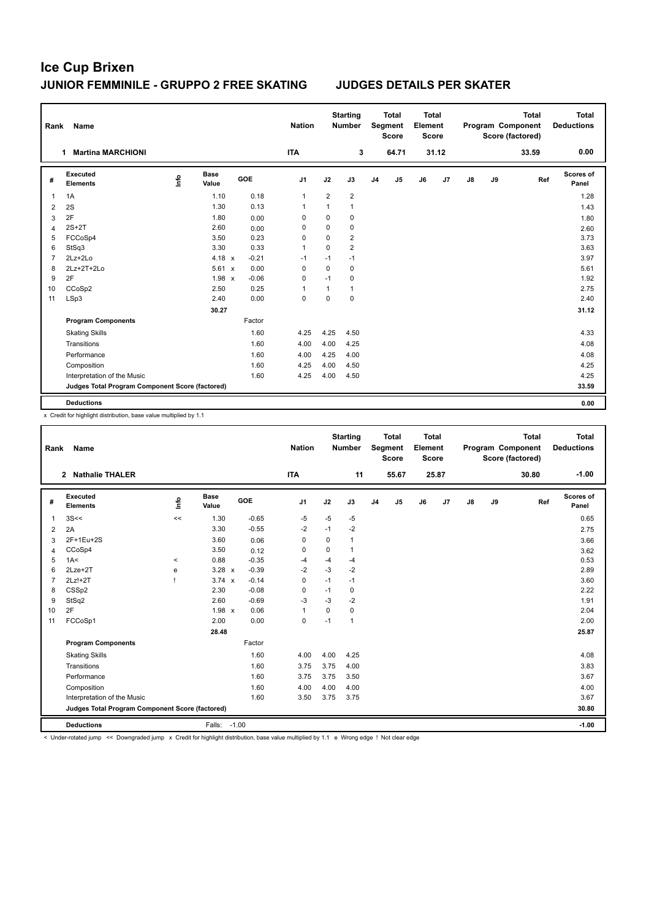# Ice Cup Brixen

## JUNIOR FEMMINILE - GRUPPO 2 FREE SKATING JUDGES DETAILS PER SKATER

| Rank | Name | Nation | Starting Number | Total Segment Score | Total Element Score | Total Program Component Score (factored) | Total Deductions |
|---|---|---|---|---|---|---|---|
| 1 | Martina MARCHIONI | ITA | 3 | 64.71 | 31.12 | 33.59 | 0.00 |

| # | Executed Elements | Info | Base Value | | GOE | J1 | J2 | J3 | J4 | J5 | J6 | J7 | J8 | J9 | Ref | Scores of Panel |
|---|---|---|---|---|---|---|---|---|---|---|---|---|---|---|---|---|
| 1 | 1A | | 1.10 | | 0.18 | 1 | 2 | 2 | | | | | | | | 1.28 |
| 2 | 2S | | 1.30 | | 0.13 | 1 | 1 | 1 | | | | | | | | 1.43 |
| 3 | 2F | | 1.80 | | 0.00 | 0 | 0 | 0 | | | | | | | | 1.80 |
| 4 | 2S+2T | | 2.60 | | 0.00 | 0 | 0 | 0 | | | | | | | | 2.60 |
| 5 | FCCoSp4 | | 3.50 | | 0.23 | 0 | 0 | 2 | | | | | | | | 3.73 |
| 6 | StSq3 | | 3.30 | | 0.33 | 1 | 0 | 2 | | | | | | | | 3.63 |
| 7 | 2Lz+2Lo | | 4.18 | x | -0.21 | -1 | -1 | -1 | | | | | | | | 3.97 |
| 8 | 2Lz+2T+2Lo | | 5.61 | x | 0.00 | 0 | 0 | 0 | | | | | | | | 5.61 |
| 9 | 2F | | 1.98 | x | -0.06 | 0 | -1 | 0 | | | | | | | | 1.92 |
| 10 | CCoSp2 | | 2.50 | | 0.25 | 1 | 1 | 1 | | | | | | | | 2.75 |
| 11 | LSp3 | | 2.40 | | 0.00 | 0 | 0 | 0 | | | | | | | | 2.40 |
| | | | 30.27 | | | | | | | | | | | | | 31.12 |
| | **Program Components** | | | | Factor | | | | | | | | | | | |
| | Skating Skills | | | | 1.60 | 4.25 | 4.25 | 4.50 | | | | | | | | 4.33 |
| | Transitions | | | | 1.60 | 4.00 | 4.00 | 4.25 | | | | | | | | 4.08 |
| | Performance | | | | 1.60 | 4.00 | 4.25 | 4.00 | | | | | | | | 4.08 |
| | Composition | | | | 1.60 | 4.25 | 4.00 | 4.50 | | | | | | | | 4.25 |
| | Interpretation of the Music | | | | 1.60 | 4.25 | 4.00 | 4.50 | | | | | | | | 4.25 |
| | **Judges Total Program Component Score (factored)** | | | | | | | | | | | | | | | 33.59 |
| | **Deductions** | | | | | | | | | | | | | | | 0.00 |

x Credit for highlight distribution, base value multiplied by 1.1

| Rank | Name | Nation | Starting Number | Total Segment Score | Total Element Score | Total Program Component Score (factored) | Total Deductions |
|---|---|---|---|---|---|---|---|
| 2 | Nathalie THALER | ITA | 11 | 55.67 | 25.87 | 30.80 | -1.00 |

| # | Executed Elements | Info | Base Value | | GOE | J1 | J2 | J3 | J4 | J5 | J6 | J7 | J8 | J9 | Ref | Scores of Panel |
|---|---|---|---|---|---|---|---|---|---|---|---|---|---|---|---|---|
| 1 | 3S<< | << | 1.30 | | -0.65 | -5 | -5 | -5 | | | | | | | | 0.65 |
| 2 | 2A | | 3.30 | | -0.55 | -2 | -1 | -2 | | | | | | | | 2.75 |
| 3 | 2F+1Eu+2S | | 3.60 | | 0.06 | 0 | 0 | 1 | | | | | | | | 3.66 |
| 4 | CCoSp4 | | 3.50 | | 0.12 | 0 | 0 | 1 | | | | | | | | 3.62 |
| 5 | 1A< | < | 0.88 | | -0.35 | -4 | -4 | -4 | | | | | | | | 0.53 |
| 6 | 2Lze+2T | e | 3.28 | x | -0.39 | -2 | -3 | -2 | | | | | | | | 2.89 |
| 7 | 2Lz!+2T | ! | 3.74 | x | -0.14 | 0 | -1 | -1 | | | | | | | | 3.60 |
| 8 | CSSp2 | | 2.30 | | -0.08 | 0 | -1 | 0 | | | | | | | | 2.22 |
| 9 | StSq2 | | 2.60 | | -0.69 | -3 | -3 | -2 | | | | | | | | 1.91 |
| 10 | 2F | | 1.98 | x | 0.06 | 1 | 0 | 0 | | | | | | | | 2.04 |
| 11 | FCCoSp1 | | 2.00 | | 0.00 | 0 | -1 | 1 | | | | | | | | 2.00 |
| | | | 28.48 | | | | | | | | | | | | | 25.87 |
| | **Program Components** | | | | Factor | | | | | | | | | | | |
| | Skating Skills | | | | 1.60 | 4.00 | 4.00 | 4.25 | | | | | | | | 4.08 |
| | Transitions | | | | 1.60 | 3.75 | 3.75 | 4.00 | | | | | | | | 3.83 |
| | Performance | | | | 1.60 | 3.75 | 3.75 | 3.50 | | | | | | | | 3.67 |
| | Composition | | | | 1.60 | 4.00 | 4.00 | 4.00 | | | | | | | | 4.00 |
| | Interpretation of the Music | | | | 1.60 | 3.50 | 3.75 | 3.75 | | | | | | | | 3.67 |
| | **Judges Total Program Component Score (factored)** | | | | | | | | | | | | | | | 30.80 |
| | **Deductions** | | Falls: | | -1.00 | | | | | | | | | | | -1.00 |

< Under-rotated jump << Downgraded jump x Credit for highlight distribution, base value multiplied by 1.1 e Wrong edge ! Not clear edge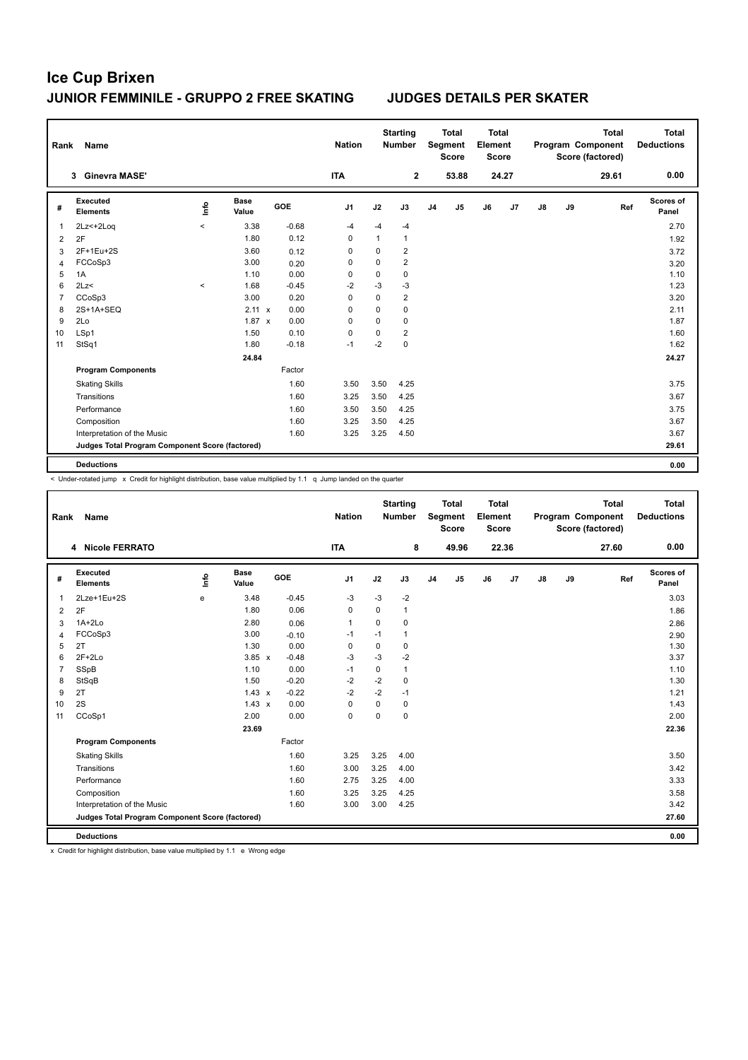# Ice Cup Brixen

## JUNIOR FEMMINILE - GRUPPO 2 FREE SKATING — JUDGES DETAILS PER SKATER

| Rank | Name | Nation | Starting Number | Total Segment Score | Total Element Score | Total Program Component Score (factored) | Total Deductions |
|---|---|---|---|---|---|---|---|
| 3 | Ginevra MASE' | ITA | 2 | 53.88 | 24.27 | 29.61 | 0.00 |

| # | Executed Elements | Info | Base Value | | GOE | J1 | J2 | J3 | J4 | J5 | J6 | J7 | J8 | J9 | Ref | Scores of Panel |
|---|---|---|---|---|---|---|---|---|---|---|---|---|---|---|---|---|
| 1 | 2Lz<+2Loq | < | 3.38 | | -0.68 | -4 | -4 | -4 | | | | | | | | 2.70 |
| 2 | 2F | | 1.80 | | 0.12 | 0 | 1 | 1 | | | | | | | | 1.92 |
| 3 | 2F+1Eu+2S | | 3.60 | | 0.12 | 0 | 0 | 2 | | | | | | | | 3.72 |
| 4 | FCCoSp3 | | 3.00 | | 0.20 | 0 | 0 | 2 | | | | | | | | 3.20 |
| 5 | 1A | | 1.10 | | 0.00 | 0 | 0 | 0 | | | | | | | | 1.10 |
| 6 | 2Lz< | < | 1.68 | | -0.45 | -2 | -3 | -3 | | | | | | | | 1.23 |
| 7 | CCoSp3 | | 3.00 | | 0.20 | 0 | 0 | 2 | | | | | | | | 3.20 |
| 8 | 2S+1A+SEQ | | 2.11 | x | 0.00 | 0 | 0 | 0 | | | | | | | | 2.11 |
| 9 | 2Lo | | 1.87 | x | 0.00 | 0 | 0 | 0 | | | | | | | | 1.87 |
| 10 | LSp1 | | 1.50 | | 0.10 | 0 | 0 | 2 | | | | | | | | 1.60 |
| 11 | StSq1 | | 1.80 | | -0.18 | -1 | -2 | 0 | | | | | | | | 1.62 |
| | | | 24.84 | | | | | | | | | | | | | 24.27 |
| | **Program Components** | | | | Factor | | | | | | | | | | | |
| | Skating Skills | | | | 1.60 | 3.50 | 3.50 | 4.25 | | | | | | | | 3.75 |
| | Transitions | | | | 1.60 | 3.25 | 3.50 | 4.25 | | | | | | | | 3.67 |
| | Performance | | | | 1.60 | 3.50 | 3.50 | 4.25 | | | | | | | | 3.75 |
| | Composition | | | | 1.60 | 3.25 | 3.50 | 4.25 | | | | | | | | 3.67 |
| | Interpretation of the Music | | | | 1.60 | 3.25 | 3.25 | 4.50 | | | | | | | | 3.67 |
| | **Judges Total Program Component Score (factored)** | | | | | | | | | | | | | | | 29.61 |
| | **Deductions** | | | | | | | | | | | | | | | 0.00 |

< Under-rotated jump x Credit for highlight distribution, base value multiplied by 1.1 q Jump landed on the quarter

| Rank | Name | Nation | Starting Number | Total Segment Score | Total Element Score | Total Program Component Score (factored) | Total Deductions |
|---|---|---|---|---|---|---|---|
| 4 | Nicole FERRATO | ITA | 8 | 49.96 | 22.36 | 27.60 | 0.00 |

| # | Executed Elements | Info | Base Value | | GOE | J1 | J2 | J3 | J4 | J5 | J6 | J7 | J8 | J9 | Ref | Scores of Panel |
|---|---|---|---|---|---|---|---|---|---|---|---|---|---|---|---|---|
| 1 | 2Lze+1Eu+2S | e | 3.48 | | -0.45 | -3 | -3 | -2 | | | | | | | | 3.03 |
| 2 | 2F | | 1.80 | | 0.06 | 0 | 0 | 1 | | | | | | | | 1.86 |
| 3 | 1A+2Lo | | 2.80 | | 0.06 | 1 | 0 | 0 | | | | | | | | 2.86 |
| 4 | FCCoSp3 | | 3.00 | | -0.10 | -1 | -1 | 1 | | | | | | | | 2.90 |
| 5 | 2T | | 1.30 | | 0.00 | 0 | 0 | 0 | | | | | | | | 1.30 |
| 6 | 2F+2Lo | | 3.85 | x | -0.48 | -3 | -3 | -2 | | | | | | | | 3.37 |
| 7 | SSpB | | 1.10 | | 0.00 | -1 | 0 | 1 | | | | | | | | 1.10 |
| 8 | StSqB | | 1.50 | | -0.20 | -2 | -2 | 0 | | | | | | | | 1.30 |
| 9 | 2T | | 1.43 | x | -0.22 | -2 | -2 | -1 | | | | | | | | 1.21 |
| 10 | 2S | | 1.43 | x | 0.00 | 0 | 0 | 0 | | | | | | | | 1.43 |
| 11 | CCoSp1 | | 2.00 | | 0.00 | 0 | 0 | 0 | | | | | | | | 2.00 |
| | | | 23.69 | | | | | | | | | | | | | 22.36 |
| | **Program Components** | | | | Factor | | | | | | | | | | | |
| | Skating Skills | | | | 1.60 | 3.25 | 3.25 | 4.00 | | | | | | | | 3.50 |
| | Transitions | | | | 1.60 | 3.00 | 3.25 | 4.00 | | | | | | | | 3.42 |
| | Performance | | | | 1.60 | 2.75 | 3.25 | 4.00 | | | | | | | | 3.33 |
| | Composition | | | | 1.60 | 3.25 | 3.25 | 4.25 | | | | | | | | 3.58 |
| | Interpretation of the Music | | | | 1.60 | 3.00 | 3.00 | 4.25 | | | | | | | | 3.42 |
| | **Judges Total Program Component Score (factored)** | | | | | | | | | | | | | | | 27.60 |
| | **Deductions** | | | | | | | | | | | | | | | 0.00 |

x Credit for highlight distribution, base value multiplied by 1.1 e Wrong edge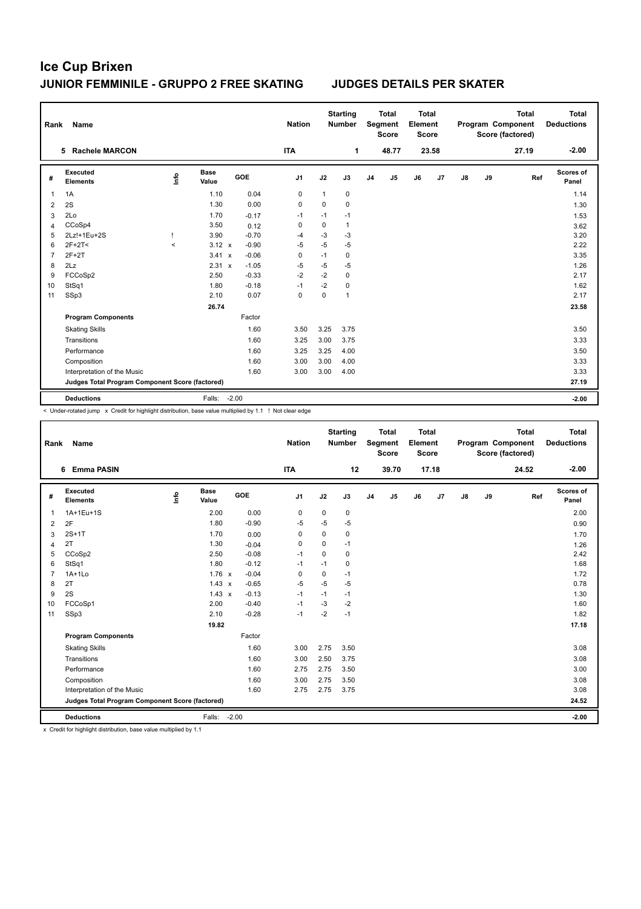# Ice Cup Brixen

## JUNIOR FEMMINILE - GRUPPO 2 FREE SKATING JUDGES DETAILS PER SKATER

| Rank | Name | Nation | Starting Number | Total Segment Score | Total Element Score | Total Program Component Score (factored) | Total Deductions |
|---|---|---|---|---|---|---|---|
| 5 | Rachele MARCON | ITA | 1 | 48.77 | 23.58 | 27.19 | -2.00 |

| # | Executed Elements | Info | Base Value | | GOE | J1 | J2 | J3 | J4 | J5 | J6 | J7 | J8 | J9 | Ref | Scores of Panel |
|---|---|---|---|---|---|---|---|---|---|---|---|---|---|---|---|---|
| 1 | 1A | | 1.10 | | 0.04 | 0 | 1 | 0 | | | | | | | | 1.14 |
| 2 | 2S | | 1.30 | | 0.00 | 0 | 0 | 0 | | | | | | | | 1.30 |
| 3 | 2Lo | | 1.70 | | -0.17 | -1 | -1 | -1 | | | | | | | | 1.53 |
| 4 | CCoSp4 | | 3.50 | | 0.12 | 0 | 0 | 1 | | | | | | | | 3.62 |
| 5 | 2Lz!+1Eu+2S | ! | 3.90 | | -0.70 | -4 | -3 | -3 | | | | | | | | 3.20 |
| 6 | 2F+2T< | < | 3.12 | x | -0.90 | -5 | -5 | -5 | | | | | | | | 2.22 |
| 7 | 2F+2T | | 3.41 | x | -0.06 | 0 | -1 | 0 | | | | | | | | 3.35 |
| 8 | 2Lz | | 2.31 | x | -1.05 | -5 | -5 | -5 | | | | | | | | 1.26 |
| 9 | FCCoSp2 | | 2.50 | | -0.33 | -2 | -2 | 0 | | | | | | | | 2.17 |
| 10 | StSq1 | | 1.80 | | -0.18 | -1 | -2 | 0 | | | | | | | | 1.62 |
| 11 | SSp3 | | 2.10 | | 0.07 | 0 | 0 | 1 | | | | | | | | 2.17 |
| | | | 26.74 | | | | | | | | | | | | | 23.58 |
| | **Program Components** | | | | Factor | | | | | | | | | | | |
| | Skating Skills | | | | 1.60 | 3.50 | 3.25 | 3.75 | | | | | | | | 3.50 |
| | Transitions | | | | 1.60 | 3.25 | 3.00 | 3.75 | | | | | | | | 3.33 |
| | Performance | | | | 1.60 | 3.25 | 3.25 | 4.00 | | | | | | | | 3.50 |
| | Composition | | | | 1.60 | 3.00 | 3.00 | 4.00 | | | | | | | | 3.33 |
| | Interpretation of the Music | | | | 1.60 | 3.00 | 3.00 | 4.00 | | | | | | | | 3.33 |
| | **Judges Total Program Component Score (factored)** | | | | | | | | | | | | | | | 27.19 |
| | **Deductions** | | Falls: | | -2.00 | | | | | | | | | | | -2.00 |

< Under-rotated jump x Credit for highlight distribution, base value multiplied by 1.1 ! Not clear edge

| Rank | Name | Nation | Starting Number | Total Segment Score | Total Element Score | Total Program Component Score (factored) | Total Deductions |
|---|---|---|---|---|---|---|---|
| 6 | Emma PASIN | ITA | 12 | 39.70 | 17.18 | 24.52 | -2.00 |

| # | Executed Elements | Info | Base Value | | GOE | J1 | J2 | J3 | J4 | J5 | J6 | J7 | J8 | J9 | Ref | Scores of Panel |
|---|---|---|---|---|---|---|---|---|---|---|---|---|---|---|---|---|
| 1 | 1A+1Eu+1S | | 2.00 | | 0.00 | 0 | 0 | 0 | | | | | | | | 2.00 |
| 2 | 2F | | 1.80 | | -0.90 | -5 | -5 | -5 | | | | | | | | 0.90 |
| 3 | 2S+1T | | 1.70 | | 0.00 | 0 | 0 | 0 | | | | | | | | 1.70 |
| 4 | 2T | | 1.30 | | -0.04 | 0 | 0 | -1 | | | | | | | | 1.26 |
| 5 | CCoSp2 | | 2.50 | | -0.08 | -1 | 0 | 0 | | | | | | | | 2.42 |
| 6 | StSq1 | | 1.80 | | -0.12 | -1 | -1 | 0 | | | | | | | | 1.68 |
| 7 | 1A+1Lo | | 1.76 | x | -0.04 | 0 | 0 | -1 | | | | | | | | 1.72 |
| 8 | 2T | | 1.43 | x | -0.65 | -5 | -5 | -5 | | | | | | | | 0.78 |
| 9 | 2S | | 1.43 | x | -0.13 | -1 | -1 | -1 | | | | | | | | 1.30 |
| 10 | FCCoSp1 | | 2.00 | | -0.40 | -1 | -3 | -2 | | | | | | | | 1.60 |
| 11 | SSp3 | | 2.10 | | -0.28 | -1 | -2 | -1 | | | | | | | | 1.82 |
| | | | 19.82 | | | | | | | | | | | | | 17.18 |
| | **Program Components** | | | | Factor | | | | | | | | | | | |
| | Skating Skills | | | | 1.60 | 3.00 | 2.75 | 3.50 | | | | | | | | 3.08 |
| | Transitions | | | | 1.60 | 3.00 | 2.50 | 3.75 | | | | | | | | 3.08 |
| | Performance | | | | 1.60 | 2.75 | 2.75 | 3.50 | | | | | | | | 3.00 |
| | Composition | | | | 1.60 | 3.00 | 2.75 | 3.50 | | | | | | | | 3.08 |
| | Interpretation of the Music | | | | 1.60 | 2.75 | 2.75 | 3.75 | | | | | | | | 3.08 |
| | **Judges Total Program Component Score (factored)** | | | | | | | | | | | | | | | 24.52 |
| | **Deductions** | | Falls: | | -2.00 | | | | | | | | | | | -2.00 |

x Credit for highlight distribution, base value multiplied by 1.1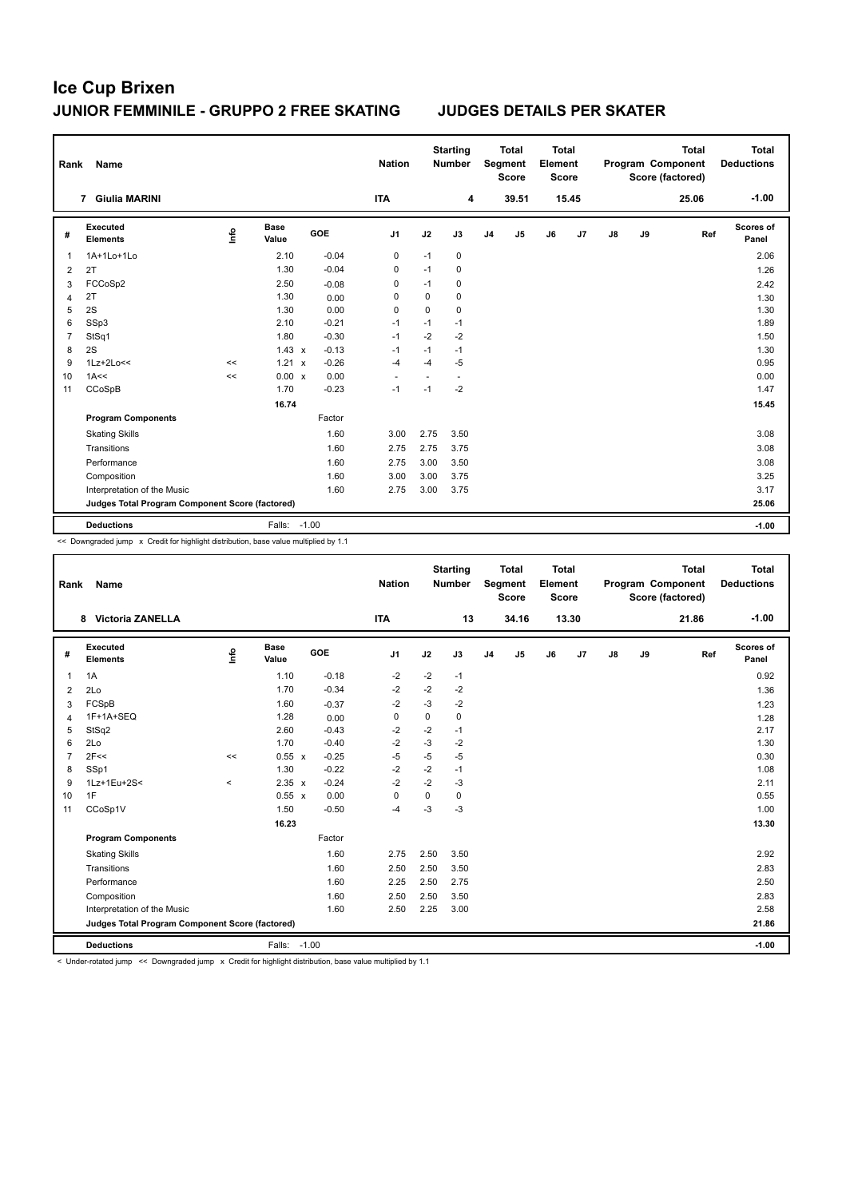# Ice Cup Brixen

## JUNIOR FEMMINILE - GRUPPO 2 FREE SKATING JUDGES DETAILS PER SKATER

| Rank | Name | Nation | Starting Number | Total Segment Score | Total Element Score | Total Program Component Score (factored) | Total Deductions |
|---|---|---|---|---|---|---|---|
| 7 | Giulia MARINI | ITA | 4 | 39.51 | 15.45 | 25.06 | -1.00 |

| # | Executed Elements | Info | Base Value | | GOE | J1 | J2 | J3 | J4 | J5 | J6 | J7 | J8 | J9 | Ref | Scores of Panel |
|---|---|---|---|---|---|---|---|---|---|---|---|---|---|---|---|---|
| 1 | 1A+1Lo+1Lo | | 2.10 | | -0.04 | 0 | -1 | 0 | | | | | | | | 2.06 |
| 2 | 2T | | 1.30 | | -0.04 | 0 | -1 | 0 | | | | | | | | 1.26 |
| 3 | FCCoSp2 | | 2.50 | | -0.08 | 0 | -1 | 0 | | | | | | | | 2.42 |
| 4 | 2T | | 1.30 | | 0.00 | 0 | 0 | 0 | | | | | | | | 1.30 |
| 5 | 2S | | 1.30 | | 0.00 | 0 | 0 | 0 | | | | | | | | 1.30 |
| 6 | SSp3 | | 2.10 | | -0.21 | -1 | -1 | -1 | | | | | | | | 1.89 |
| 7 | StSq1 | | 1.80 | | -0.30 | -1 | -2 | -2 | | | | | | | | 1.50 |
| 8 | 2S | | 1.43 | x | -0.13 | -1 | -1 | -1 | | | | | | | | 1.30 |
| 9 | 1Lz+2Lo<< | << | 1.21 | x | -0.26 | -4 | -4 | -5 | | | | | | | | 0.95 |
| 10 | 1A<< | << | 0.00 | x | 0.00 | - | - | - | | | | | | | | 0.00 |
| 11 | CCoSpB | | 1.70 | | -0.23 | -1 | -1 | -2 | | | | | | | | 1.47 |
| | | | 16.74 | | | | | | | | | | | | | 15.45 |
| | **Program Components** | | | | Factor | | | | | | | | | | | |
| | Skating Skills | | | | 1.60 | 3.00 | 2.75 | 3.50 | | | | | | | | 3.08 |
| | Transitions | | | | 1.60 | 2.75 | 2.75 | 3.75 | | | | | | | | 3.08 |
| | Performance | | | | 1.60 | 2.75 | 3.00 | 3.50 | | | | | | | | 3.08 |
| | Composition | | | | 1.60 | 3.00 | 3.00 | 3.75 | | | | | | | | 3.25 |
| | Interpretation of the Music | | | | 1.60 | 2.75 | 3.00 | 3.75 | | | | | | | | 3.17 |
| | **Judges Total Program Component Score (factored)** | | | | | | | | | | | | | | | 25.06 |
| | **Deductions** | | Falls: | -1.00 | | | | | | | | | | | | -1.00 |

<< Downgraded jump x Credit for highlight distribution, base value multiplied by 1.1

| Rank | Name | Nation | Starting Number | Total Segment Score | Total Element Score | Total Program Component Score (factored) | Total Deductions |
|---|---|---|---|---|---|---|---|
| 8 | Victoria ZANELLA | ITA | 13 | 34.16 | 13.30 | 21.86 | -1.00 |

| # | Executed Elements | Info | Base Value | | GOE | J1 | J2 | J3 | J4 | J5 | J6 | J7 | J8 | J9 | Ref | Scores of Panel |
|---|---|---|---|---|---|---|---|---|---|---|---|---|---|---|---|---|
| 1 | 1A | | 1.10 | | -0.18 | -2 | -2 | -1 | | | | | | | | 0.92 |
| 2 | 2Lo | | 1.70 | | -0.34 | -2 | -2 | -2 | | | | | | | | 1.36 |
| 3 | FCSpB | | 1.60 | | -0.37 | -2 | -3 | -2 | | | | | | | | 1.23 |
| 4 | 1F+1A+SEQ | | 1.28 | | 0.00 | 0 | 0 | 0 | | | | | | | | 1.28 |
| 5 | StSq2 | | 2.60 | | -0.43 | -2 | -2 | -1 | | | | | | | | 2.17 |
| 6 | 2Lo | | 1.70 | | -0.40 | -2 | -3 | -2 | | | | | | | | 1.30 |
| 7 | 2F<< | << | 0.55 | x | -0.25 | -5 | -5 | -5 | | | | | | | | 0.30 |
| 8 | SSp1 | | 1.30 | | -0.22 | -2 | -2 | -1 | | | | | | | | 1.08 |
| 9 | 1Lz+1Eu+2S< | < | 2.35 | x | -0.24 | -2 | -2 | -3 | | | | | | | | 2.11 |
| 10 | 1F | | 0.55 | x | 0.00 | 0 | 0 | 0 | | | | | | | | 0.55 |
| 11 | CCoSp1V | | 1.50 | | -0.50 | -4 | -3 | -3 | | | | | | | | 1.00 |
| | | | 16.23 | | | | | | | | | | | | | 13.30 |
| | **Program Components** | | | | Factor | | | | | | | | | | | |
| | Skating Skills | | | | 1.60 | 2.75 | 2.50 | 3.50 | | | | | | | | 2.92 |
| | Transitions | | | | 1.60 | 2.50 | 2.50 | 3.50 | | | | | | | | 2.83 |
| | Performance | | | | 1.60 | 2.25 | 2.50 | 2.75 | | | | | | | | 2.50 |
| | Composition | | | | 1.60 | 2.50 | 2.50 | 3.50 | | | | | | | | 2.83 |
| | Interpretation of the Music | | | | 1.60 | 2.50 | 2.25 | 3.00 | | | | | | | | 2.58 |
| | **Judges Total Program Component Score (factored)** | | | | | | | | | | | | | | | 21.86 |
| | **Deductions** | | Falls: | -1.00 | | | | | | | | | | | | -1.00 |

< Under-rotated jump << Downgraded jump x Credit for highlight distribution, base value multiplied by 1.1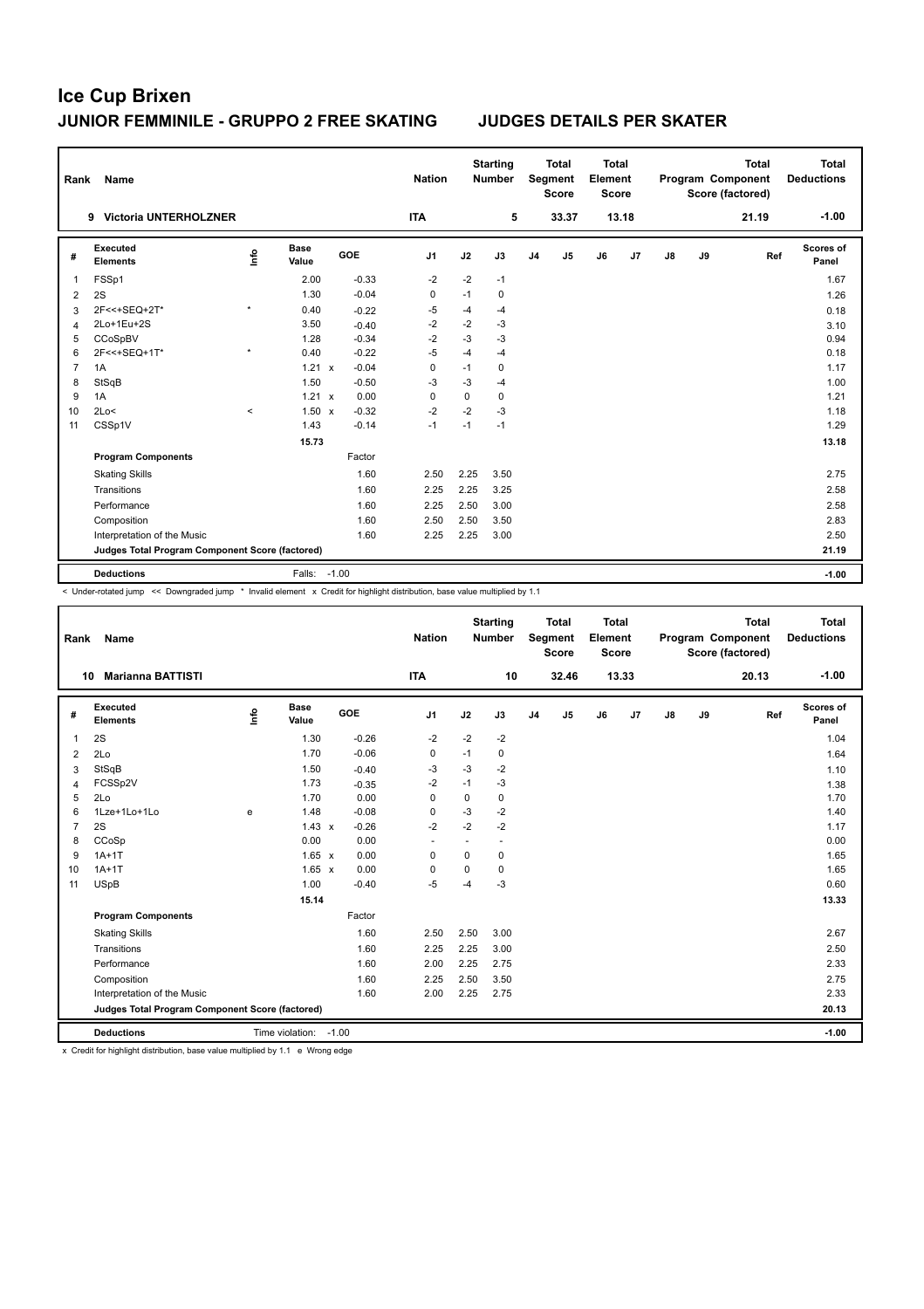# Ice Cup Brixen

## JUNIOR FEMMINILE - GRUPPO 2 FREE SKATING JUDGES DETAILS PER SKATER

| Rank | Name | Nation | Starting Number | Total Segment Score | Total Element Score | Total Program Component Score (factored) | Total Deductions |
|---|---|---|---|---|---|---|---|
| 9 | Victoria UNTERHOLZNER | ITA | 5 | 33.37 | 13.18 | 21.19 | -1.00 |

| # | Executed Elements | Info | Base Value | | GOE | J1 | J2 | J3 | J4 | J5 | J6 | J7 | J8 | J9 | Ref | Scores of Panel |
|---|---|---|---|---|---|---|---|---|---|---|---|---|---|---|---|---|
| 1 | FSSp1 | | 2.00 | | -0.33 | -2 | -2 | -1 | | | | | | | | 1.67 |
| 2 | 2S | | 1.30 | | -0.04 | 0 | -1 | 0 | | | | | | | | 1.26 |
| 3 | 2F<<+SEQ+2T* | * | 0.40 | | -0.22 | -5 | -4 | -4 | | | | | | | | 0.18 |
| 4 | 2Lo+1Eu+2S | | 3.50 | | -0.40 | -2 | -2 | -3 | | | | | | | | 3.10 |
| 5 | CCoSpBV | | 1.28 | | -0.34 | -2 | -3 | -3 | | | | | | | | 0.94 |
| 6 | 2F<<+SEQ+1T* | * | 0.40 | | -0.22 | -5 | -4 | -4 | | | | | | | | 0.18 |
| 7 | 1A | | 1.21 | x | -0.04 | 0 | -1 | 0 | | | | | | | | 1.17 |
| 8 | StSqB | | 1.50 | | -0.50 | -3 | -3 | -4 | | | | | | | | 1.00 |
| 9 | 1A | | 1.21 | x | 0.00 | 0 | 0 | 0 | | | | | | | | 1.21 |
| 10 | 2Lo< | < | 1.50 | x | -0.32 | -2 | -2 | -3 | | | | | | | | 1.18 |
| 11 | CSSp1V | | 1.43 | | -0.14 | -1 | -1 | -1 | | | | | | | | 1.29 |
| | | | 15.73 | | | | | | | | | | | | | 13.18 |
| | **Program Components** | | | | Factor | | | | | | | | | | | |
| | Skating Skills | | | | 1.60 | 2.50 | 2.25 | 3.50 | | | | | | | | 2.75 |
| | Transitions | | | | 1.60 | 2.25 | 2.25 | 3.25 | | | | | | | | 2.58 |
| | Performance | | | | 1.60 | 2.25 | 2.50 | 3.00 | | | | | | | | 2.58 |
| | Composition | | | | 1.60 | 2.50 | 2.50 | 3.50 | | | | | | | | 2.83 |
| | Interpretation of the Music | | | | 1.60 | 2.25 | 2.25 | 3.00 | | | | | | | | 2.50 |
| | **Judges Total Program Component Score (factored)** | | | | | | | | | | | | | | | 21.19 |
| | **Deductions** | | Falls: | | -1.00 | | | | | | | | | | | -1.00 |

< Under-rotated jump << Downgraded jump * Invalid element x Credit for highlight distribution, base value multiplied by 1.1

| Rank | Name | Nation | Starting Number | Total Segment Score | Total Element Score | Total Program Component Score (factored) | Total Deductions |
|---|---|---|---|---|---|---|---|
| 10 | Marianna BATTISTI | ITA | 10 | 32.46 | 13.33 | 20.13 | -1.00 |

| # | Executed Elements | Info | Base Value | | GOE | J1 | J2 | J3 | J4 | J5 | J6 | J7 | J8 | J9 | Ref | Scores of Panel |
|---|---|---|---|---|---|---|---|---|---|---|---|---|---|---|---|---|
| 1 | 2S | | 1.30 | | -0.26 | -2 | -2 | -2 | | | | | | | | 1.04 |
| 2 | 2Lo | | 1.70 | | -0.06 | 0 | -1 | 0 | | | | | | | | 1.64 |
| 3 | StSqB | | 1.50 | | -0.40 | -3 | -3 | -2 | | | | | | | | 1.10 |
| 4 | FCSSp2V | | 1.73 | | -0.35 | -2 | -1 | -3 | | | | | | | | 1.38 |
| 5 | 2Lo | | 1.70 | | 0.00 | 0 | 0 | 0 | | | | | | | | 1.70 |
| 6 | 1Lze+1Lo+1Lo | e | 1.48 | | -0.08 | 0 | -3 | -2 | | | | | | | | 1.40 |
| 7 | 2S | | 1.43 | x | -0.26 | -2 | -2 | -2 | | | | | | | | 1.17 |
| 8 | CCoSp | | 0.00 | | 0.00 | - | - | - | | | | | | | | 0.00 |
| 9 | 1A+1T | | 1.65 | x | 0.00 | 0 | 0 | 0 | | | | | | | | 1.65 |
| 10 | 1A+1T | | 1.65 | x | 0.00 | 0 | 0 | 0 | | | | | | | | 1.65 |
| 11 | USpB | | 1.00 | | -0.40 | -5 | -4 | -3 | | | | | | | | 0.60 |
| | | | 15.14 | | | | | | | | | | | | | 13.33 |
| | **Program Components** | | | | Factor | | | | | | | | | | | |
| | Skating Skills | | | | 1.60 | 2.50 | 2.50 | 3.00 | | | | | | | | 2.67 |
| | Transitions | | | | 1.60 | 2.25 | 2.25 | 3.00 | | | | | | | | 2.50 |
| | Performance | | | | 1.60 | 2.00 | 2.25 | 2.75 | | | | | | | | 2.33 |
| | Composition | | | | 1.60 | 2.25 | 2.50 | 3.50 | | | | | | | | 2.75 |
| | Interpretation of the Music | | | | 1.60 | 2.00 | 2.25 | 2.75 | | | | | | | | 2.33 |
| | **Judges Total Program Component Score (factored)** | | | | | | | | | | | | | | | 20.13 |
| | **Deductions** | | Time violation: | | -1.00 | | | | | | | | | | | -1.00 |

x Credit for highlight distribution, base value multiplied by 1.1 e Wrong edge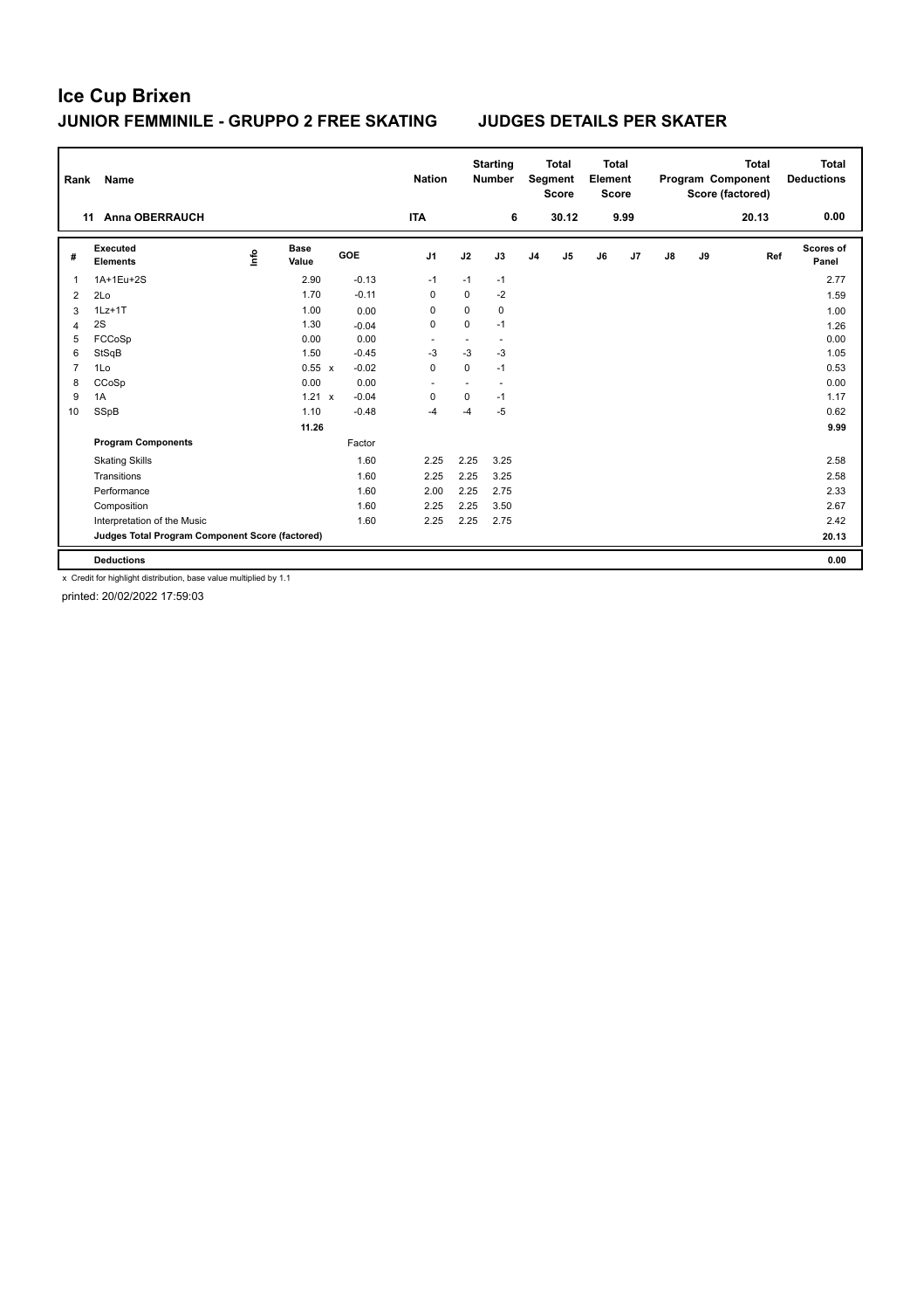# Ice Cup Brixen

## JUNIOR FEMMINILE - GRUPPO 2 FREE SKATING JUDGES DETAILS PER SKATER

| Rank | Name | Nation | Starting Number | Total Segment Score | Total Element Score | Total Program Component Score (factored) | Total Deductions |
|---|---|---|---|---|---|---|---|
| 11 | Anna OBERRAUCH | ITA | 6 | 30.12 | 9.99 | 20.13 | 0.00 |

| # | Executed Elements | Info | Base Value | | GOE | J1 | J2 | J3 | J4 | J5 | J6 | J7 | J8 | J9 | Ref | Scores of Panel |
|---|---|---|---|---|---|---|---|---|---|---|---|---|---|---|---|---|
| 1 | 1A+1Eu+2S | | 2.90 | | -0.13 | -1 | -1 | -1 | | | | | | | | 2.77 |
| 2 | 2Lo | | 1.70 | | -0.11 | 0 | 0 | -2 | | | | | | | | 1.59 |
| 3 | 1Lz+1T | | 1.00 | | 0.00 | 0 | 0 | 0 | | | | | | | | 1.00 |
| 4 | 2S | | 1.30 | | -0.04 | 0 | 0 | -1 | | | | | | | | 1.26 |
| 5 | FCCoSp | | 0.00 | | 0.00 | - | - | - | | | | | | | | 0.00 |
| 6 | StSqB | | 1.50 | | -0.45 | -3 | -3 | -3 | | | | | | | | 1.05 |
| 7 | 1Lo | | 0.55 | x | -0.02 | 0 | 0 | -1 | | | | | | | | 0.53 |
| 8 | CCoSp | | 0.00 | | 0.00 | - | - | - | | | | | | | | 0.00 |
| 9 | 1A | | 1.21 | x | -0.04 | 0 | 0 | -1 | | | | | | | | 1.17 |
| 10 | SSpB | | 1.10 | | -0.48 | -4 | -4 | -5 | | | | | | | | 0.62 |
| | | | 11.26 | | | | | | | | | | | | | 9.99 |
| | **Program Components** | | | | Factor | | | | | | | | | | | |
| | Skating Skills | | | | 1.60 | 2.25 | 2.25 | 3.25 | | | | | | | | 2.58 |
| | Transitions | | | | 1.60 | 2.25 | 2.25 | 3.25 | | | | | | | | 2.58 |
| | Performance | | | | 1.60 | 2.00 | 2.25 | 2.75 | | | | | | | | 2.33 |
| | Composition | | | | 1.60 | 2.25 | 2.25 | 3.50 | | | | | | | | 2.67 |
| | Interpretation of the Music | | | | 1.60 | 2.25 | 2.25 | 2.75 | | | | | | | | 2.42 |
| | **Judges Total Program Component Score (factored)** | | | | | | | | | | | | | | | 20.13 |
| | **Deductions** | | | | | | | | | | | | | | | 0.00 |

x Credit for highlight distribution, base value multiplied by 1.1

printed: 20/02/2022 17:59:03